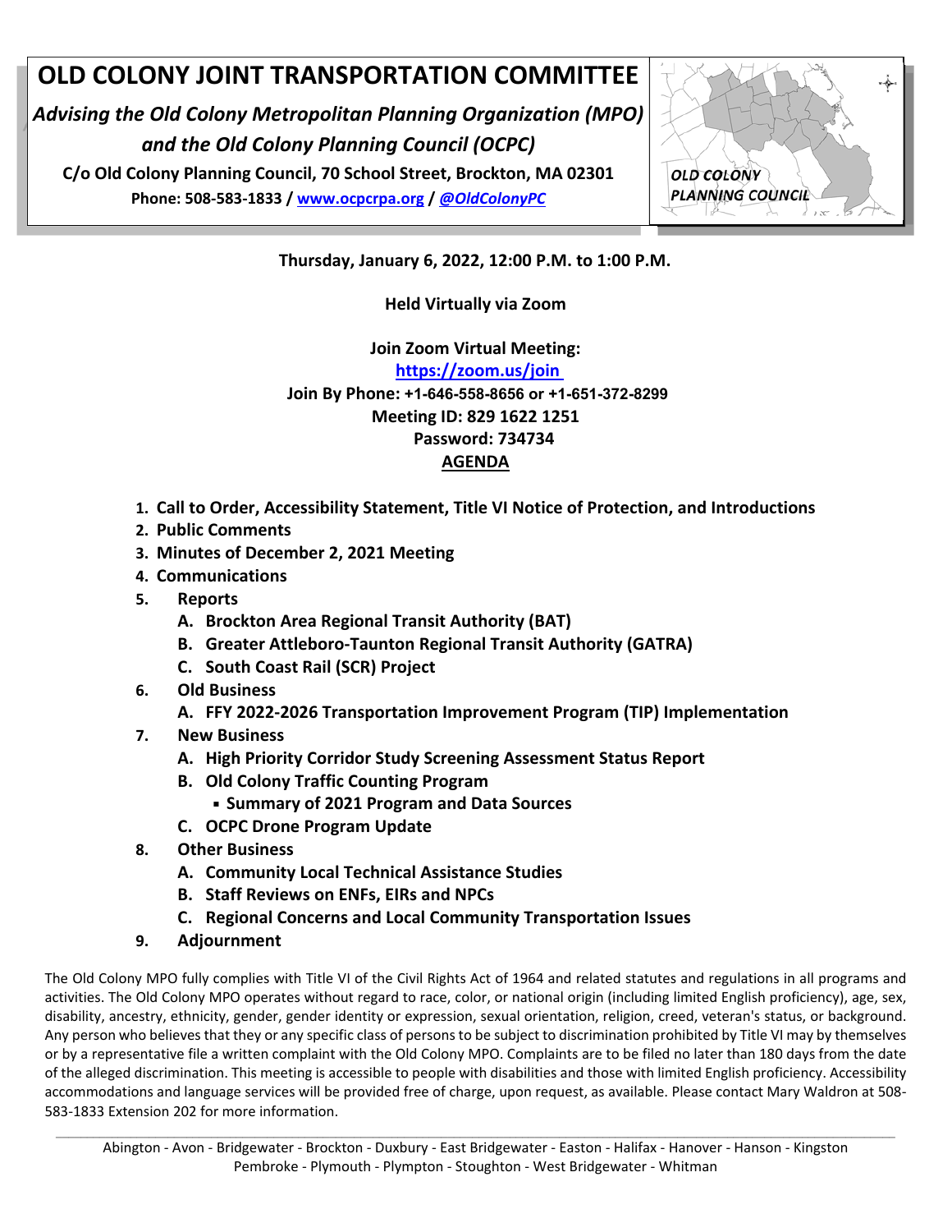# OLD COLONY JOINT TRANSPORTATION COMMITTEE

***Advising the Old Colony Metropolitan Planning Organization (MPO) and the Old Colony Planning Council (OCPC)***

**C/o Old Colony Planning Council, 70 School Street, Brockton, MA 02301**

**Phone: 508-583-1833 / [www.ocpcrpa.org](http://www.ocpcrpa.org) / [@OldColonyPC](#)**

OLD COLONY PLANNING COUNCIL

**Thursday, January 6, 2022, 12:00 P.M. to 1:00 P.M.**

**Held Virtually via Zoom**

**Join Zoom Virtual Meeting:**
**[https://zoom.us/join](https://zoom.us/join)**
**Join By Phone: +1-646-558-8656 or +1-651-372-8299**
**Meeting ID: 829 1622 1251**
**Password: 734734**

## AGENDA

1. **Call to Order, Accessibility Statement, Title VI Notice of Protection, and Introductions**
2. **Public Comments**
3. **Minutes of December 2, 2021 Meeting**
4. **Communications**
5. **Reports**
   - A. **Brockton Area Regional Transit Authority (BAT)**
   - B. **Greater Attleboro-Taunton Regional Transit Authority (GATRA)**
   - C. **South Coast Rail (SCR) Project**
6. **Old Business**
   - A. **FFY 2022-2026 Transportation Improvement Program (TIP) Implementation**
7. **New Business**
   - A. **High Priority Corridor Study Screening Assessment Status Report**
   - B. **Old Colony Traffic Counting Program**
     - **Summary of 2021 Program and Data Sources**
   - C. **OCPC Drone Program Update**
8. **Other Business**
   - A. **Community Local Technical Assistance Studies**
   - B. **Staff Reviews on ENFs, EIRs and NPCs**
   - C. **Regional Concerns and Local Community Transportation Issues**
9. **Adjournment**

The Old Colony MPO fully complies with Title VI of the Civil Rights Act of 1964 and related statutes and regulations in all programs and activities. The Old Colony MPO operates without regard to race, color, or national origin (including limited English proficiency), age, sex, disability, ancestry, ethnicity, gender, gender identity or expression, sexual orientation, religion, creed, veteran's status, or background. Any person who believes that they or any specific class of persons to be subject to discrimination prohibited by Title VI may by themselves or by a representative file a written complaint with the Old Colony MPO. Complaints are to be filed no later than 180 days from the date of the alleged discrimination. This meeting is accessible to people with disabilities and those with limited English proficiency. Accessibility accommodations and language services will be provided free of charge, upon request, as available. Please contact Mary Waldron at 508-583-1833 Extension 202 for more information.

Abington - Avon - Bridgewater - Brockton - Duxbury - East Bridgewater - Easton - Halifax - Hanover - Hanson - Kingston
Pembroke - Plymouth - Plympton - Stoughton - West Bridgewater - Whitman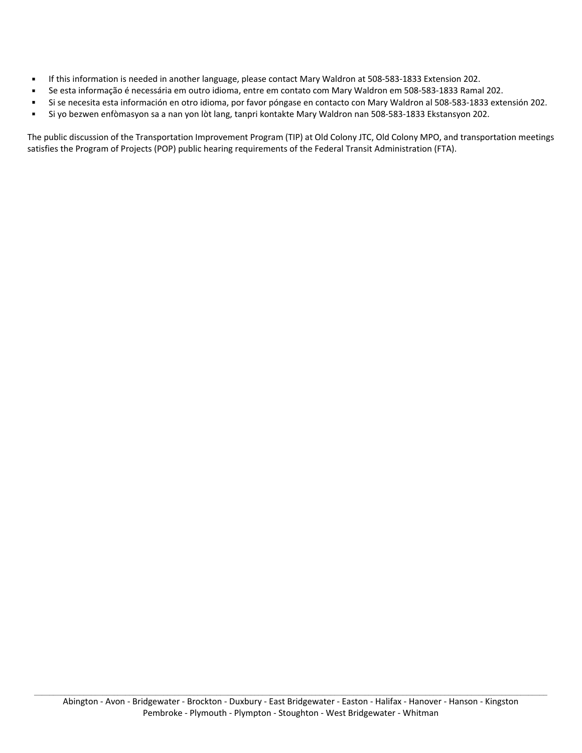- If this information is needed in another language, please contact Mary Waldron at 508-583-1833 Extension 202.
- Se esta informação é necessária em outro idioma, entre em contato com Mary Waldron em 508-583-1833 Ramal 202.
- Si se necesita esta información en otro idioma, por favor póngase en contacto con Mary Waldron al 508-583-1833 extensión 202.
- Si yo bezwen enfòmasyon sa a nan yon lòt lang, tanpri kontakte Mary Waldron nan 508-583-1833 Ekstansyon 202.

The public discussion of the Transportation Improvement Program (TIP) at Old Colony JTC, Old Colony MPO, and transportation meetings satisfies the Program of Projects (POP) public hearing requirements of the Federal Transit Administration (FTA).

Abington - Avon - Bridgewater - Brockton - Duxbury - East Bridgewater - Easton - Halifax - Hanover - Hanson - Kingston
Pembroke - Plymouth - Plympton - Stoughton - West Bridgewater - Whitman